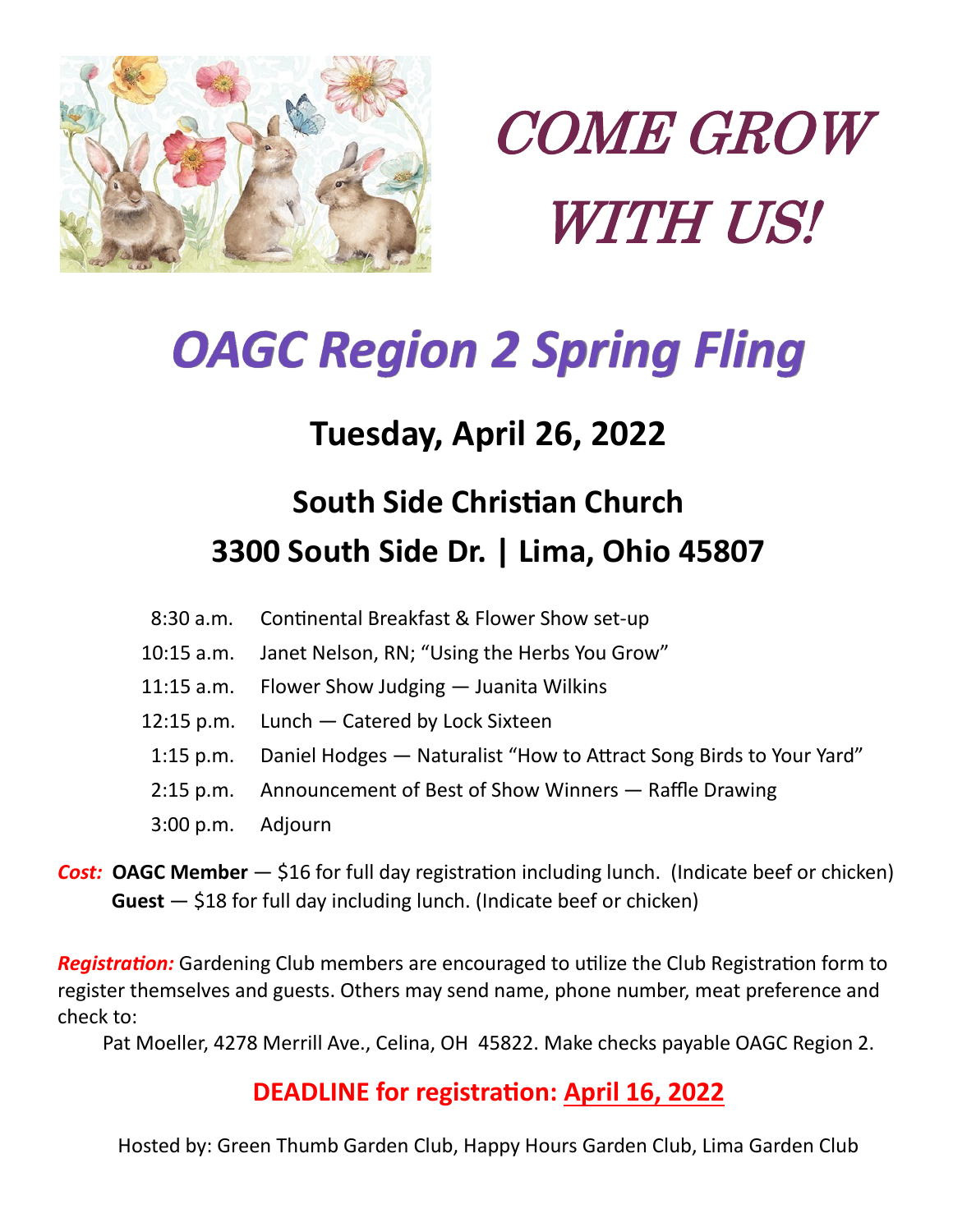# COME GROW WITH US!

# OAGC Region 2 Spring Fling

## Tuesday, April 26, 2022

## South Side Christian Church
## 3300 South Side Dr. | Lima, Ohio 45807

| | |
|---|---|
| 8:30 a.m. | Continental Breakfast & Flower Show set-up |
| 10:15 a.m. | Janet Nelson, RN; "Using the Herbs You Grow" |
| 11:15 a.m. | Flower Show Judging — Juanita Wilkins |
| 12:15 p.m. | Lunch — Catered by Lock Sixteen |
| 1:15 p.m. | Daniel Hodges — Naturalist "How to Attract Song Birds to Your Yard" |
| 2:15 p.m. | Announcement of Best of Show Winners — Raffle Drawing |
| 3:00 p.m. | Adjourn |

***Cost:*** **OAGC Member** — $16 for full day registration including lunch. (Indicate beef or chicken)
**Guest** — $18 for full day including lunch. (Indicate beef or chicken)

***Registration:*** Gardening Club members are encouraged to utilize the Club Registration form to register themselves and guests. Others may send name, phone number, meat preference and check to:

Pat Moeller, 4278 Merrill Ave., Celina, OH 45822. Make checks payable OAGC Region 2.

**DEADLINE for registration: April 16, 2022**

Hosted by: Green Thumb Garden Club, Happy Hours Garden Club, Lima Garden Club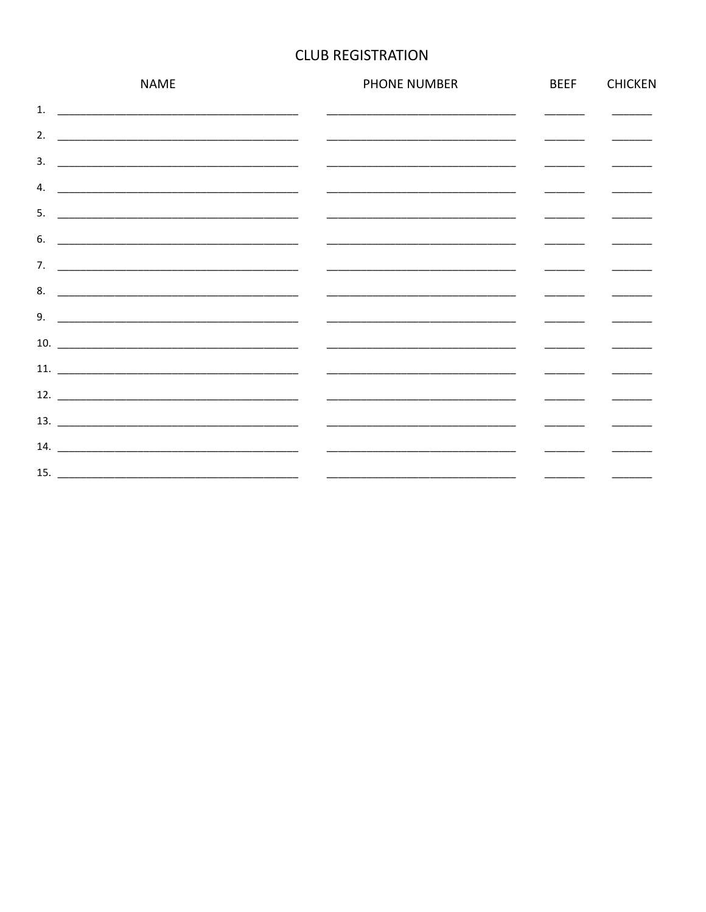# CLUB REGISTRATION

| | NAME | PHONE NUMBER | BEEF | CHICKEN |
|---|---|---|---|---|
| 1. | | | | |
| 2. | | | | |
| 3. | | | | |
| 4. | | | | |
| 5. | | | | |
| 6. | | | | |
| 7. | | | | |
| 8. | | | | |
| 9. | | | | |
| 10. | | | | |
| 11. | | | | |
| 12. | | | | |
| 13. | | | | |
| 14. | | | | |
| 15. | | | | |